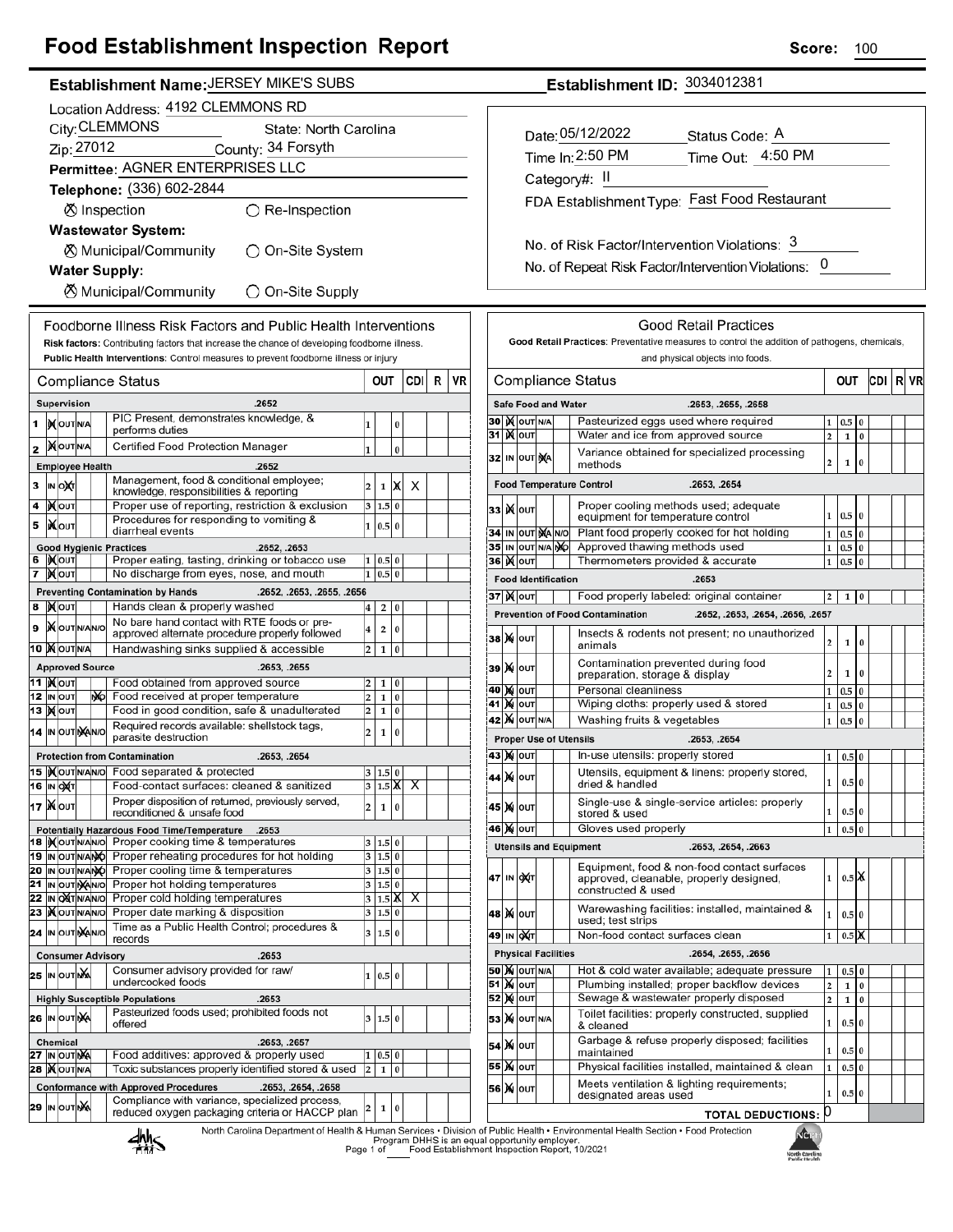# Food Establishment Inspection Report

**Score:** 100

**Establishment Name:** JERSEY MIKE'S SUBS

**Establishment ID:** 3034012381

Location Address: 4192 CLEMMONS RD

City: CLEMMONS    State: North Carolina

Zip: 27012    County: 34 Forsyth

**Permittee:** AGNER ENTERPRISES LLC

Telephone: (336) 602-2844

⊗ Inspection    ○ Re-Inspection

**Wastewater System:**

⊗ Municipal/Community    ○ On-Site System

**Water Supply:**

⊗ Municipal/Community    ○ On-Site Supply

Date: 05/12/2022    Status Code: A

Time In: 2:50 PM    Time Out: 4:50 PM

Category#: II

FDA Establishment Type: Fast Food Restaurant

No. of Risk Factor/Intervention Violations: 3

No. of Repeat Risk Factor/Intervention Violations: 0

## Foodborne Illness Risk Factors and Public Health Interventions

**Risk factors:** Contributing factors that increase the chance of developing foodborne illness.

**Public Health Interventions:** Control measures to prevent foodborne illness or injury

| # | Compliance Status | Marked | OUT | | | CDI | R | VR |
|---|---|---|---|---|---|---|---|---|
| | **Supervision** .2652 | | | | | | | |
| 1 | PIC Present, demonstrates knowledge, & performs duties | IN | 1 | | 0 | | | |
| 2 | Certified Food Protection Manager | IN | 1 | | 0 | | | |
| | **Employee Health** .2652 | | | | | | | |
| 3 | Management, food & conditional employee; knowledge, responsibilities & reporting | OUT | 2 | 1 | X | X | | |
| 4 | Proper use of reporting, restriction & exclusion | IN | 3 | 1.5 | 0 | | | |
| 5 | Procedures for responding to vomiting & diarrheal events | IN | 1 | 0.5 | 0 | | | |
| | **Good Hygienic Practices** .2652, .2653 | | | | | | | |
| 6 | Proper eating, tasting, drinking or tobacco use | IN | 1 | 0.5 | 0 | | | |
| 7 | No discharge from eyes, nose, and mouth | IN | 1 | 0.5 | 0 | | | |
| | **Preventing Contamination by Hands** .2652, .2653, .2655, .2656 | | | | | | | |
| 8 | Hands clean & properly washed | IN | 4 | 2 | 0 | | | |
| 9 | No bare hand contact with RTE foods or pre-approved alternate procedure properly followed | IN | 4 | 2 | 0 | | | |
| 10 | Handwashing sinks supplied & accessible | IN | 2 | 1 | 0 | | | |
| | **Approved Source** .2653, .2655 | | | | | | | |
| 11 | Food obtained from approved source | IN | 2 | 1 | 0 | | | |
| 12 | Food received at proper temperature | N/O | 2 | 1 | 0 | | | |
| 13 | Food in good condition, safe & unadulterated | IN | 2 | 1 | 0 | | | |
| 14 | Required records available: shellstock tags, parasite destruction | N/A | 2 | 1 | 0 | | | |
| | **Protection from Contamination** .2653, .2654 | | | | | | | |
| 15 | Food separated & protected | IN | 3 | 1.5 | 0 | | | |
| 16 | Food-contact surfaces: cleaned & sanitized | OUT | 3 | 1.5 | X | X | | |
| 17 | Proper disposition of returned, previously served, reconditioned & unsafe food | IN | 2 | 1 | 0 | | | |
| | **Potentially Hazardous Food Time/Temperature** .2653 | | | | | | | |
| 18 | Proper cooking time & temperatures | IN | 3 | 1.5 | 0 | | | |
| 19 | Proper reheating procedures for hot holding | N/O | 3 | 1.5 | 0 | | | |
| 20 | Proper cooling time & temperatures | N/O | 3 | 1.5 | 0 | | | |
| 21 | Proper hot holding temperatures | N/A | 3 | 1.5 | 0 | | | |
| 22 | Proper cold holding temperatures | OUT | 3 | 1.5 | X | X | | |
| 23 | Proper date marking & disposition | IN | 3 | 1.5 | 0 | | | |
| 24 | Time as a Public Health Control; procedures & records | N/A | 3 | 1.5 | 0 | | | |
| | **Consumer Advisory** .2653 | | | | | | | |
| 25 | Consumer advisory provided for raw/ undercooked foods | N/A | 1 | 0.5 | 0 | | | |
| | **Highly Susceptible Populations** .2653 | | | | | | | |
| 26 | Pasteurized foods used; prohibited foods not offered | N/A | 3 | 1.5 | 0 | | | |
| | **Chemical** .2653, .2657 | | | | | | | |
| 27 | Food additives: approved & properly used | N/A | 1 | 0.5 | 0 | | | |
| 28 | Toxic substances properly identified stored & used | IN | 2 | 1 | 0 | | | |
| | **Conformance with Approved Procedures** .2653, .2654, .2658 | | | | | | | |
| 29 | Compliance with variance, specialized process, reduced oxygen packaging criteria or HACCP plan | N/A | 2 | 1 | 0 | | | |

## Good Retail Practices

**Good Retail Practices:** Preventative measures to control the addition of pathogens, chemicals, and physical objects into foods.

| # | Compliance Status | Marked | OUT | | | CDI | R | VR |
|---|---|---|---|---|---|---|---|---|
| | **Safe Food and Water** .2653, .2655, .2658 | | | | | | | |
| 30 | Pasteurized eggs used where required | IN | 1 | 0.5 | 0 | | | |
| 31 | Water and ice from approved source | IN | 2 | 1 | 0 | | | |
| 32 | Variance obtained for specialized processing methods | N/A | 2 | 1 | 0 | | | |
| | **Food Temperature Control** .2653, .2654 | | | | | | | |
| 33 | Proper cooling methods used; adequate equipment for temperature control | IN | 1 | 0.5 | 0 | | | |
| 34 | Plant food properly cooked for hot holding | N/A | 1 | 0.5 | 0 | | | |
| 35 | Approved thawing methods used | N/O | 1 | 0.5 | 0 | | | |
| 36 | Thermometers provided & accurate | IN | 1 | 0.5 | 0 | | | |
| | **Food Identification** .2653 | | | | | | | |
| 37 | Food properly labeled: original container | IN | 2 | 1 | 0 | | | |
| | **Prevention of Food Contamination** .2652, .2653, .2654, .2656, .2657 | | | | | | | |
| 38 | Insects & rodents not present; no unauthorized animals | IN | 2 | 1 | 0 | | | |
| 39 | Contamination prevented during food preparation, storage & display | IN | 2 | 1 | 0 | | | |
| 40 | Personal cleanliness | IN | 1 | 0.5 | 0 | | | |
| 41 | Wiping cloths: properly used & stored | IN | 1 | 0.5 | 0 | | | |
| 42 | Washing fruits & vegetables | IN | 1 | 0.5 | 0 | | | |
| | **Proper Use of Utensils** .2653, .2654 | | | | | | | |
| 43 | In-use utensils: properly stored | IN | 1 | 0.5 | 0 | | | |
| 44 | Utensils, equipment & linens: properly stored, dried & handled | IN | 1 | 0.5 | 0 | | | |
| 45 | Single-use & single-service articles: properly stored & used | IN | 1 | 0.5 | 0 | | | |
| 46 | Gloves used properly | IN | 1 | 0.5 | 0 | | | |
| | **Utensils and Equipment** .2653, .2654, .2663 | | | | | | | |
| 47 | Equipment, food & non-food contact surfaces approved, cleanable, properly designed, constructed & used | OUT | 1 | 0.5 | X | | | |
| 48 | Warewashing facilities: installed, maintained & used; test strips | IN | 1 | 0.5 | 0 | | | |
| 49 | Non-food contact surfaces clean | OUT | 1 | 0.5 | X | | | |
| | **Physical Facilities** .2654, .2655, .2656 | | | | | | | |
| 50 | Hot & cold water available; adequate pressure | IN | 1 | 0.5 | 0 | | | |
| 51 | Plumbing installed; proper backflow devices | IN | 2 | 1 | 0 | | | |
| 52 | Sewage & wastewater properly disposed | IN | 2 | 1 | 0 | | | |
| 53 | Toilet facilities: properly constructed, supplied & cleaned | IN | 1 | 0.5 | 0 | | | |
| 54 | Garbage & refuse properly disposed; facilities maintained | IN | 1 | 0.5 | 0 | | | |
| 55 | Physical facilities installed, maintained & clean | IN | 1 | 0.5 | 0 | | | |
| 56 | Meets ventilation & lighting requirements; designated areas used | IN | 1 | 0.5 | 0 | | | |
| | **TOTAL DEDUCTIONS:** | | 0 | | | | | |

North Carolina Department of Health & Human Services • Division of Public Health • Environmental Health Section • Food Protection Program DHHS is an equal opportunity employer. Food Establishment Inspection Report, 10/2021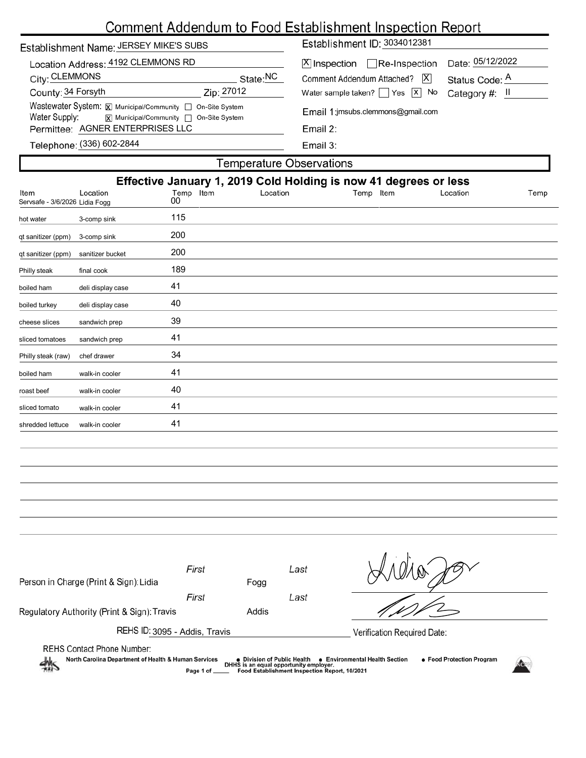# Comment Addendum to Food Establishment Inspection Report

Establishment Name: JERSEY MIKE'S SUBS

Establishment ID: 3034012381

Location Address: 4192 CLEMMONS RD

City: CLEMMONS State: NC

County: 34 Forsyth Zip: 27012

Wastewater System: [X] Municipal/Community [ ] On-Site System

Water Supply: [X] Municipal/Community [ ] On-Site System

Permittee: AGNER ENTERPRISES LLC

Telephone: (336) 602-2844

[X] Inspection [ ] Re-Inspection Date: 05/12/2022

Comment Addendum Attached? [X] Status Code: A

Water sample taken? [ ] Yes [X] No Category #: II

Email 1: jmsubs.clemmons@gmail.com

Email 2:

Email 3:

## Temperature Observations

**Effective January 1, 2019 Cold Holding is now 41 degrees or less**

| Item | Location | Temp | Item | Location | Temp | Item | Location | Temp |
|---|---|---|---|---|---|---|---|---|
| Servsafe - 3/6/2026 | Lidia Fogg | 00 | | | | | | |
| hot water | 3-comp sink | 115 | | | | | | |
| qt sanitizer (ppm) | 3-comp sink | 200 | | | | | | |
| qt sanitizer (ppm) | sanitizer bucket | 200 | | | | | | |
| Philly steak | final cook | 189 | | | | | | |
| boiled ham | deli display case | 41 | | | | | | |
| boiled turkey | deli display case | 40 | | | | | | |
| cheese slices | sandwich prep | 39 | | | | | | |
| sliced tomatoes | sandwich prep | 41 | | | | | | |
| Philly steak (raw) | chef drawer | 34 | | | | | | |
| boiled ham | walk-in cooler | 41 | | | | | | |
| roast beef | walk-in cooler | 40 | | | | | | |
| sliced tomato | walk-in cooler | 41 | | | | | | |
| shredded lettuce | walk-in cooler | 41 | | | | | | |

Person in Charge (Print & Sign): First: Lidia Last: Fogg

Regulatory Authority (Print & Sign): First: Travis Last: Addis

REHS ID: 3095 - Addis, Travis

Verification Required Date:

REHS Contact Phone Number:

North Carolina Department of Health & Human Services • Division of Public Health • Environmental Health Section • Food Protection Program

DHHS is an equal opportunity employer.

Food Establishment Inspection Report, 10/2021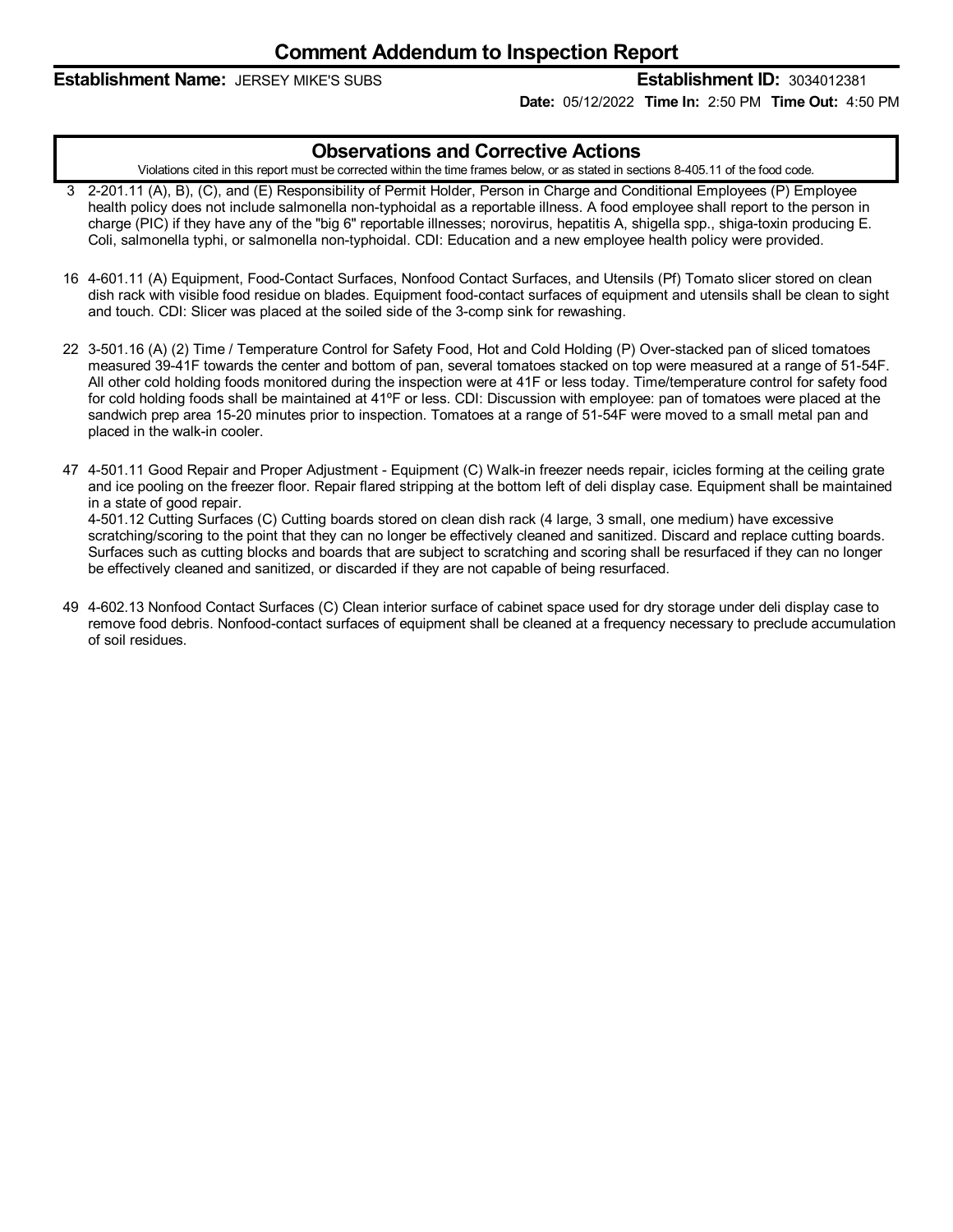# Comment Addendum to Inspection Report

**Establishment Name:** JERSEY MIKE'S SUBS **Establishment ID:** 3034012381

**Date:** 05/12/2022 **Time In:** 2:50 PM **Time Out:** 4:50 PM

## Observations and Corrective Actions

Violations cited in this report must be corrected within the time frames below, or as stated in sections 8-405.11 of the food code.

3 2-201.11 (A), B), (C), and (E) Responsibility of Permit Holder, Person in Charge and Conditional Employees (P) Employee health policy does not include salmonella non-typhoidal as a reportable illness. A food employee shall report to the person in charge (PIC) if they have any of the "big 6" reportable illnesses; norovirus, hepatitis A, shigella spp., shiga-toxin producing E. Coli, salmonella typhi, or salmonella non-typhoidal. CDI: Education and a new employee health policy were provided.

16 4-601.11 (A) Equipment, Food-Contact Surfaces, Nonfood Contact Surfaces, and Utensils (Pf) Tomato slicer stored on clean dish rack with visible food residue on blades. Equipment food-contact surfaces of equipment and utensils shall be clean to sight and touch. CDI: Slicer was placed at the soiled side of the 3-comp sink for rewashing.

22 3-501.16 (A) (2) Time / Temperature Control for Safety Food, Hot and Cold Holding (P) Over-stacked pan of sliced tomatoes measured 39-41F towards the center and bottom of pan, several tomatoes stacked on top were measured at a range of 51-54F. All other cold holding foods monitored during the inspection were at 41F or less today. Time/temperature control for safety food for cold holding foods shall be maintained at 41ºF or less. CDI: Discussion with employee: pan of tomatoes were placed at the sandwich prep area 15-20 minutes prior to inspection. Tomatoes at a range of 51-54F were moved to a small metal pan and placed in the walk-in cooler.

47 4-501.11 Good Repair and Proper Adjustment - Equipment (C) Walk-in freezer needs repair, icicles forming at the ceiling grate and ice pooling on the freezer floor. Repair flared stripping at the bottom left of deli display case. Equipment shall be maintained in a state of good repair.
4-501.12 Cutting Surfaces (C) Cutting boards stored on clean dish rack (4 large, 3 small, one medium) have excessive scratching/scoring to the point that they can no longer be effectively cleaned and sanitized. Discard and replace cutting boards. Surfaces such as cutting blocks and boards that are subject to scratching and scoring shall be resurfaced if they can no longer be effectively cleaned and sanitized, or discarded if they are not capable of being resurfaced.

49 4-602.13 Nonfood Contact Surfaces (C) Clean interior surface of cabinet space used for dry storage under deli display case to remove food debris. Nonfood-contact surfaces of equipment shall be cleaned at a frequency necessary to preclude accumulation of soil residues.